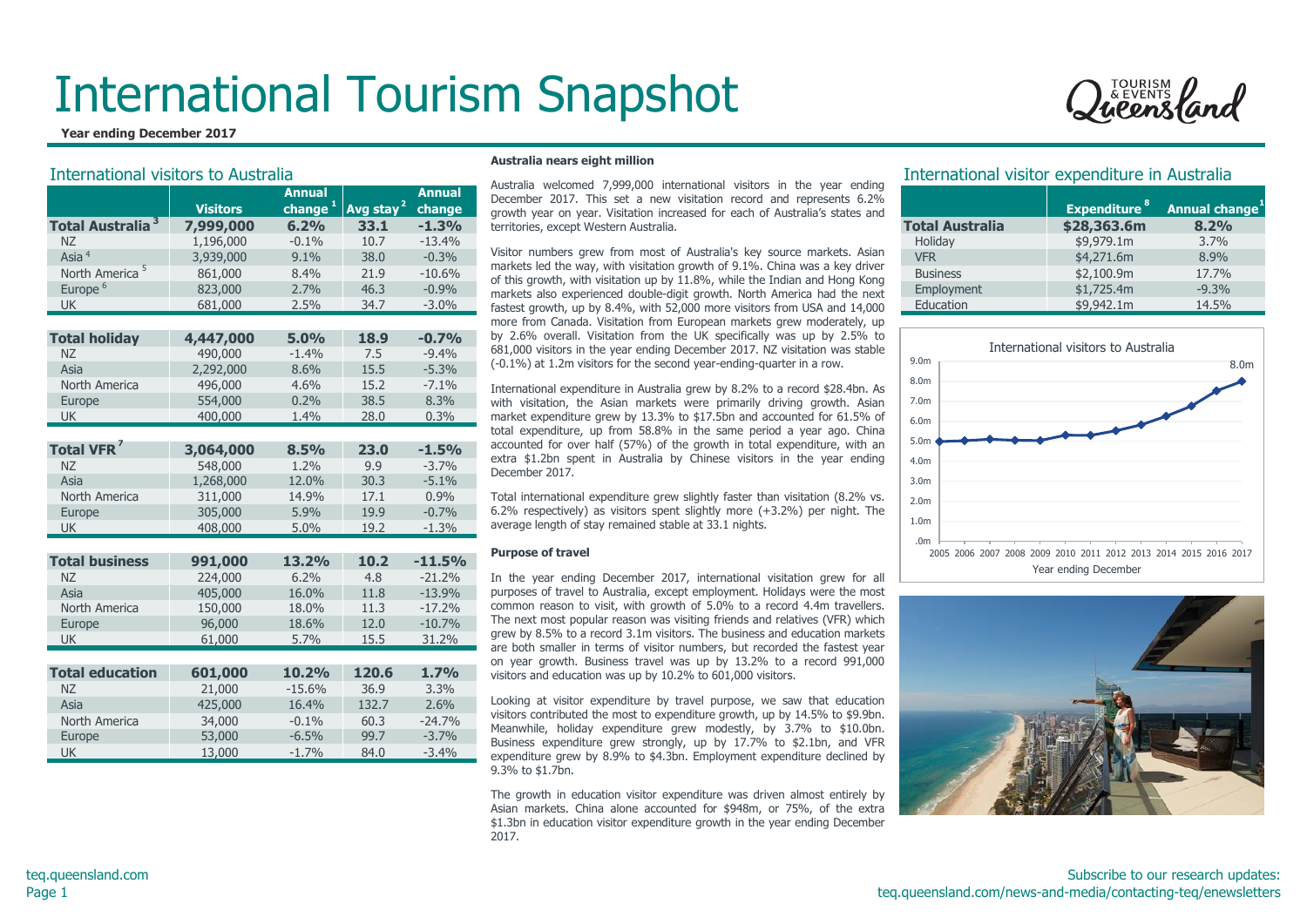# International Tourism Snapshot

**Year ending December 2017**

## International visitors to Australia

| | Visitors | Annual change[1] | Avg stay[2] | Annual change |
|---|---|---|---|---|
| **Total Australia[3]** | **7,999,000** | **6.2%** | **33.1** | **-1.3%** |
| NZ | 1,196,000 | -0.1% | 10.7 | -13.4% |
| Asia[4] | 3,939,000 | 9.1% | 38.0 | -0.3% |
| North America[5] | 861,000 | 8.4% | 21.9 | -10.6% |
| Europe[6] | 823,000 | 2.7% | 46.3 | -0.9% |
| UK | 681,000 | 2.5% | 34.7 | -3.0% |
| | | | | |
| **Total holiday** | **4,447,000** | **5.0%** | **18.9** | **-0.7%** |
| NZ | 490,000 | -1.4% | 7.5 | -9.4% |
| Asia | 2,292,000 | 8.6% | 15.5 | -5.3% |
| North America | 496,000 | 4.6% | 15.2 | -7.1% |
| Europe | 554,000 | 0.2% | 38.5 | 8.3% |
| UK | 400,000 | 1.4% | 28.0 | 0.3% |
| | | | | |
| **Total VFR[7]** | **3,064,000** | **8.5%** | **23.0** | **-1.5%** |
| NZ | 548,000 | 1.2% | 9.9 | -3.7% |
| Asia | 1,268,000 | 12.0% | 30.3 | -5.1% |
| North America | 311,000 | 14.9% | 17.1 | 0.9% |
| Europe | 305,000 | 5.9% | 19.9 | -0.7% |
| UK | 408,000 | 5.0% | 19.2 | -1.3% |
| | | | | |
| **Total business** | **991,000** | **13.2%** | **10.2** | **-11.5%** |
| NZ | 224,000 | 6.2% | 4.8 | -21.2% |
| Asia | 405,000 | 16.0% | 11.8 | -13.9% |
| North America | 150,000 | 18.0% | 11.3 | -17.2% |
| Europe | 96,000 | 18.6% | 12.0 | -10.7% |
| UK | 61,000 | 5.7% | 15.5 | 31.2% |
| | | | | |
| **Total education** | **601,000** | **10.2%** | **120.6** | **1.7%** |
| NZ | 21,000 | -15.6% | 36.9 | 3.3% |
| Asia | 425,000 | 16.4% | 132.7 | 2.6% |
| North America | 34,000 | -0.1% | 60.3 | -24.7% |
| Europe | 53,000 | -6.5% | 99.7 | -3.7% |
| UK | 13,000 | -1.7% | 84.0 | -3.4% |

### Australia nears eight million

Australia welcomed 7,999,000 international visitors in the year ending December 2017. This set a new visitation record and represents 6.2% growth year on year. Visitation increased for each of Australia's states and territories, except Western Australia.

Visitor numbers grew from most of Australia's key source markets. Asian markets led the way, with visitation growth of 9.1%. China was a key driver of this growth, with visitation up by 11.8%, while the Indian and Hong Kong markets also experienced double-digit growth. North America had the next fastest growth, up by 8.4%, with 52,000 more visitors from USA and 14,000 more from Canada. Visitation from European markets grew moderately, up by 2.6% overall. Visitation from the UK specifically was up by 2.5% to 681,000 visitors in the year ending December 2017. NZ visitation was stable (-0.1%) at 1.2m visitors for the second year-ending-quarter in a row.

International expenditure in Australia grew by 8.2% to a record $28.4bn. As with visitation, the Asian markets were primarily driving growth. Asian market expenditure grew by 13.3% to $17.5bn and accounted for 61.5% of total expenditure, up from 58.8% in the same period a year ago. China accounted for over half (57%) of the growth in total expenditure, with an extra $1.2bn spent in Australia by Chinese visitors in the year ending December 2017.

Total international expenditure grew slightly faster than visitation (8.2% vs. 6.2% respectively) as visitors spent slightly more (+3.2%) per night. The average length of stay remained stable at 33.1 nights.

### Purpose of travel

In the year ending December 2017, international visitation grew for all purposes of travel to Australia, except employment. Holidays were the most common reason to visit, with growth of 5.0% to a record 4.4m travellers. The next most popular reason was visiting friends and relatives (VFR) which grew by 8.5% to a record 3.1m visitors. The business and education markets are both smaller in terms of visitor numbers, but recorded the fastest year on year growth. Business travel was up by 13.2% to a record 991,000 visitors and education was up by 10.2% to 601,000 visitors.

Looking at visitor expenditure by travel purpose, we saw that education visitors contributed the most to expenditure growth, up by 14.5% to $9.9bn. Meanwhile, holiday expenditure grew modestly, by 3.7% to $10.0bn. Business expenditure grew strongly, up by 17.7% to $2.1bn, and VFR expenditure grew by 8.9% to $4.3bn. Employment expenditure declined by 9.3% to $1.7bn.

The growth in education visitor expenditure was driven almost entirely by Asian markets. China alone accounted for $948m, or 75%, of the extra $1.3bn in education visitor expenditure growth in the year ending December 2017.

## International visitor expenditure in Australia

| | Expenditure[8] | Annual change[1] |
|---|---|---|
| **Total Australia** | **$28,363.6m** | **8.2%** |
| Holiday | $9,979.1m | 3.7% |
| VFR | $4,271.6m | 8.9% |
| Business | $2,100.9m | 17.7% |
| Employment | $1,725.4m | -9.3% |
| Education | $9,942.1m | 14.5% |

International visitors to Australia

Year ending December (2005–2017; 2017: 8.0m)

teq.queensland.com

Subscribe to our research updates: teq.queensland.com/news-and-media/contacting-teq/enewsletters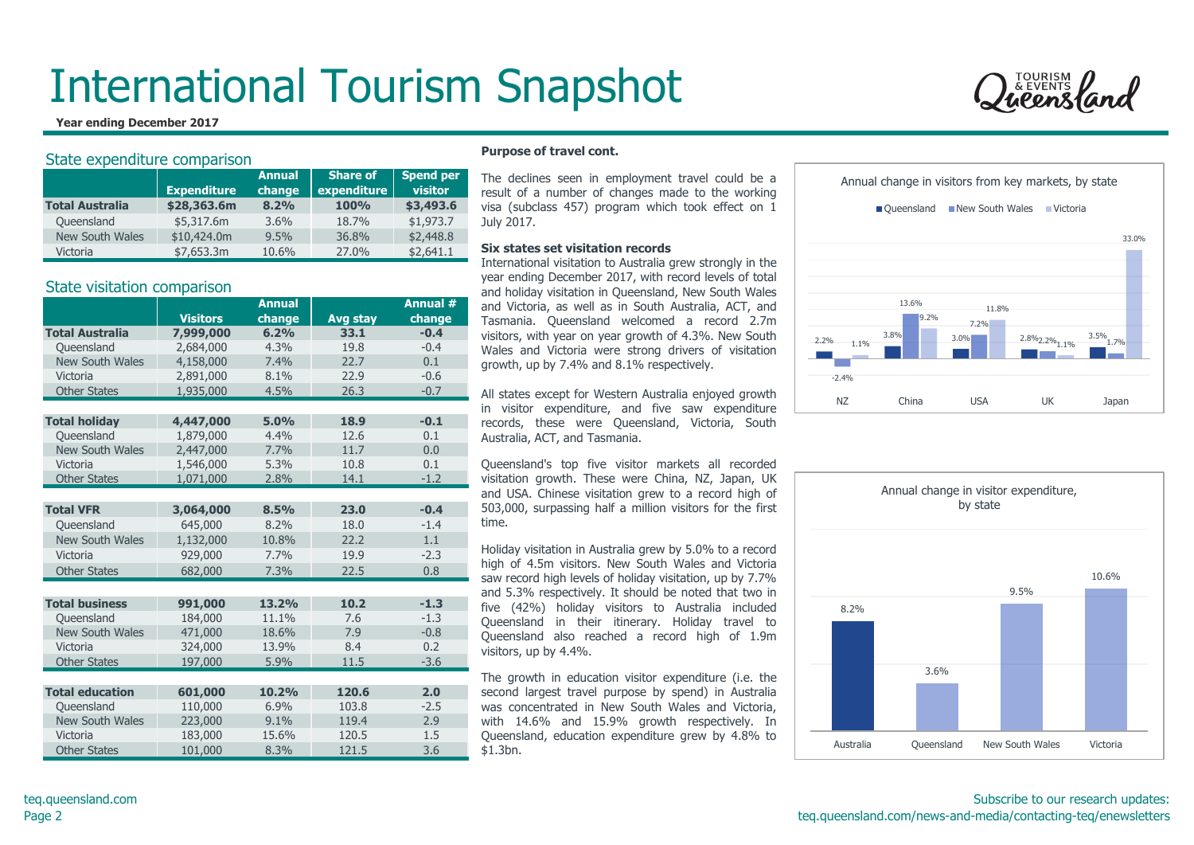# International Tourism Snapshot

**Year ending December 2017**

## State expenditure comparison

| | Expenditure | Annual change | Share of expenditure | Spend per visitor |
|---|---|---|---|---|
| **Total Australia** | **$28,363.6m** | **8.2%** | **100%** | **$3,493.6** |
| Queensland | $5,317.6m | 3.6% | 18.7% | $1,973.7 |
| New South Wales | $10,424.0m | 9.5% | 36.8% | $2,448.8 |
| Victoria | $7,653.3m | 10.6% | 27.0% | $2,641.1 |

## State visitation comparison

| | Visitors | Annual change | Avg stay | Annual # change |
|---|---|---|---|---|
| **Total Australia** | **7,999,000** | **6.2%** | **33.1** | **-0.4** |
| Queensland | 2,684,000 | 4.3% | 19.8 | -0.4 |
| New South Wales | 4,158,000 | 7.4% | 22.7 | 0.1 |
| Victoria | 2,891,000 | 8.1% | 22.9 | -0.6 |
| Other States | 1,935,000 | 4.5% | 26.3 | -0.7 |
| **Total holiday** | **4,447,000** | **5.0%** | **18.9** | **-0.1** |
| Queensland | 1,879,000 | 4.4% | 12.6 | 0.1 |
| New South Wales | 2,447,000 | 7.7% | 11.7 | 0.0 |
| Victoria | 1,546,000 | 5.3% | 10.8 | 0.1 |
| Other States | 1,071,000 | 2.8% | 14.1 | -1.2 |
| **Total VFR** | **3,064,000** | **8.5%** | **23.0** | **-0.4** |
| Queensland | 645,000 | 8.2% | 18.0 | -1.4 |
| New South Wales | 1,132,000 | 10.8% | 22.2 | 1.1 |
| Victoria | 929,000 | 7.7% | 19.9 | -2.3 |
| Other States | 682,000 | 7.3% | 22.5 | 0.8 |
| **Total business** | **991,000** | **13.2%** | **10.2** | **-1.3** |
| Queensland | 184,000 | 11.1% | 7.6 | -1.3 |
| New South Wales | 471,000 | 18.6% | 7.9 | -0.8 |
| Victoria | 324,000 | 13.9% | 8.4 | 0.2 |
| Other States | 197,000 | 5.9% | 11.5 | -3.6 |
| **Total education** | **601,000** | **10.2%** | **120.6** | **2.0** |
| Queensland | 110,000 | 6.9% | 103.8 | -2.5 |
| New South Wales | 223,000 | 9.1% | 119.4 | 2.9 |
| Victoria | 183,000 | 15.6% | 120.5 | 1.5 |
| Other States | 101,000 | 8.3% | 121.5 | 3.6 |

**Purpose of travel cont.**

The declines seen in employment travel could be a result of a number of changes made to the working visa (subclass 457) program which took effect on 1 July 2017.

**Six states set visitation records**

International visitation to Australia grew strongly in the year ending December 2017, with record levels of total and holiday visitation in Queensland, New South Wales and Victoria, as well as in South Australia, ACT, and Tasmania. Queensland welcomed a record 2.7m visitors, with year on year growth of 4.3%. New South Wales and Victoria were strong drivers of visitation growth, up by 7.4% and 8.1% respectively.

All states except for Western Australia enjoyed growth in visitor expenditure, and five saw expenditure records, these were Queensland, Victoria, South Australia, ACT, and Tasmania.

Queensland's top five visitor markets all recorded visitation growth. These were China, NZ, Japan, UK and USA. Chinese visitation grew to a record high of 503,000, surpassing half a million visitors for the first time.

Holiday visitation in Australia grew by 5.0% to a record high of 4.5m visitors. New South Wales and Victoria saw record high levels of holiday visitation, up by 7.7% and 5.3% respectively. It should be noted that two in five (42%) holiday visitors to Australia included Queensland in their itinerary. Holiday travel to Queensland also reached a record high of 1.9m visitors, up by 4.4%.

The growth in education visitor expenditure (i.e. the second largest travel purpose by spend) in Australia was concentrated in New South Wales and Victoria, with 14.6% and 15.9% growth respectively. In Queensland, education expenditure grew by 4.8% to $1.3bn.

**Annual change in visitors from key markets, by state**

| | Queensland | New South Wales | Victoria |
|---|---|---|---|
| NZ | 2.2% | -2.4% | 1.1% |
| China | 3.8% | 13.6% | 9.2% |
| USA | 3.0% | 7.2% | 11.8% |
| UK | 2.8% | 2.2% | 1.1% |
| Japan | 3.5% | 1.7% | 33.0% |

**Annual change in visitor expenditure, by state**

| Australia | Queensland | New South Wales | Victoria |
|---|---|---|---|
| 8.2% | 3.6% | 9.5% | 10.6% |

teq.queensland.com

Subscribe to our research updates: teq.queensland.com/news-and-media/contacting-teq/enewsletters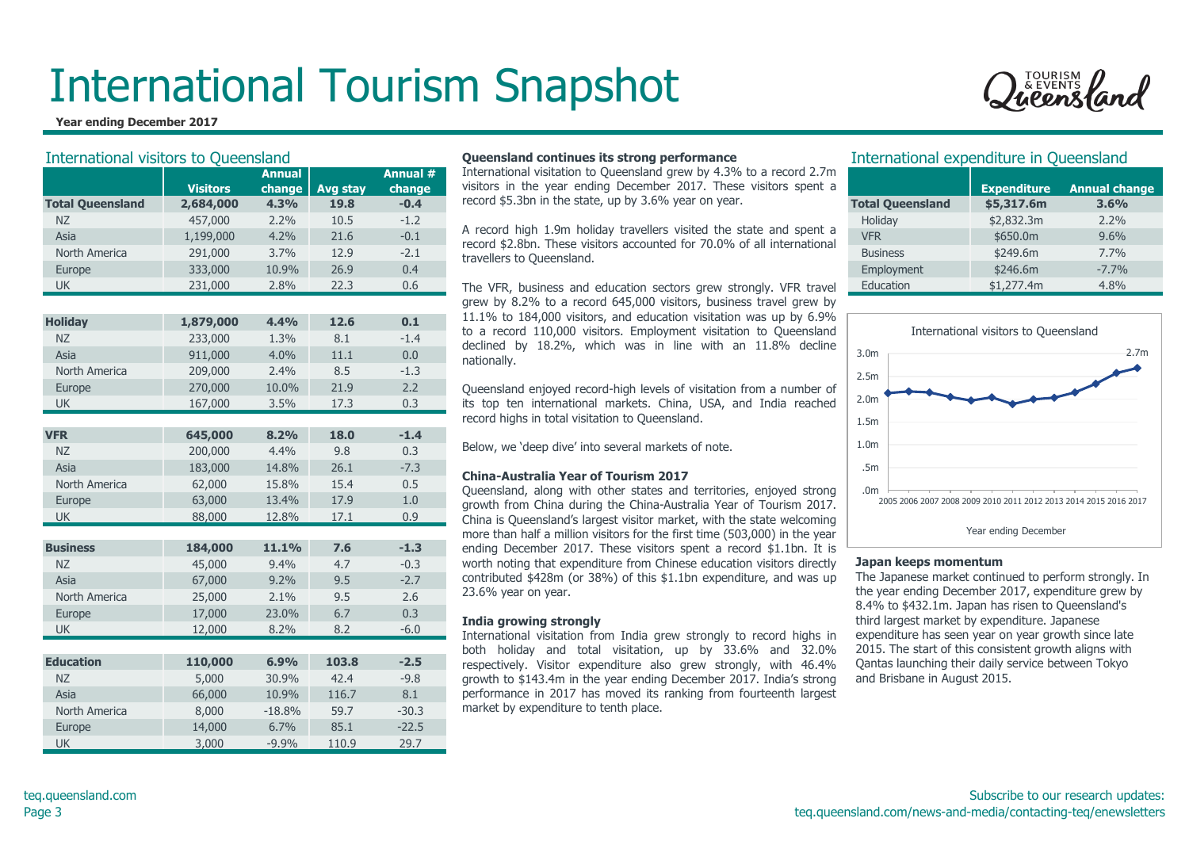# International Tourism Snapshot

**Year ending December 2017**

## International visitors to Queensland

| | Visitors | Annual change | Avg stay | Annual # change |
|---|---|---|---|---|
| **Total Queensland** | **2,684,000** | **4.3%** | **19.8** | **-0.4** |
| NZ | 457,000 | 2.2% | 10.5 | -1.2 |
| Asia | 1,199,000 | 4.2% | 21.6 | -0.1 |
| North America | 291,000 | 3.7% | 12.9 | -2.1 |
| Europe | 333,000 | 10.9% | 26.9 | 0.4 |
| UK | 231,000 | 2.8% | 22.3 | 0.6 |
| **Holiday** | **1,879,000** | **4.4%** | **12.6** | **0.1** |
| NZ | 233,000 | 1.3% | 8.1 | -1.4 |
| Asia | 911,000 | 4.0% | 11.1 | 0.0 |
| North America | 209,000 | 2.4% | 8.5 | -1.3 |
| Europe | 270,000 | 10.0% | 21.9 | 2.2 |
| UK | 167,000 | 3.5% | 17.3 | 0.3 |
| **VFR** | **645,000** | **8.2%** | **18.0** | **-1.4** |
| NZ | 200,000 | 4.4% | 9.8 | 0.3 |
| Asia | 183,000 | 14.8% | 26.1 | -7.3 |
| North America | 62,000 | 15.8% | 15.4 | 0.5 |
| Europe | 63,000 | 13.4% | 17.9 | 1.0 |
| UK | 88,000 | 12.8% | 17.1 | 0.9 |
| **Business** | **184,000** | **11.1%** | **7.6** | **-1.3** |
| NZ | 45,000 | 9.4% | 4.7 | -0.3 |
| Asia | 67,000 | 9.2% | 9.5 | -2.7 |
| North America | 25,000 | 2.1% | 9.5 | 2.6 |
| Europe | 17,000 | 23.0% | 6.7 | 0.3 |
| UK | 12,000 | 8.2% | 8.2 | -6.0 |
| **Education** | **110,000** | **6.9%** | **103.8** | **-2.5** |
| NZ | 5,000 | 30.9% | 42.4 | -9.8 |
| Asia | 66,000 | 10.9% | 116.7 | 8.1 |
| North America | 8,000 | -18.8% | 59.7 | -30.3 |
| Europe | 14,000 | 6.7% | 85.1 | -22.5 |
| UK | 3,000 | -9.9% | 110.9 | 29.7 |

### Queensland continues its strong performance

International visitation to Queensland grew by 4.3% to a record 2.7m visitors in the year ending December 2017. These visitors spent a record $5.3bn in the state, up by 3.6% year on year.

A record high 1.9m holiday travellers visited the state and spent a record $2.8bn. These visitors accounted for 70.0% of all international travellers to Queensland.

The VFR, business and education sectors grew strongly. VFR travel grew by 8.2% to a record 645,000 visitors, business travel grew by 11.1% to 184,000 visitors, and education visitation was up by 6.9% to a record 110,000 visitors. Employment visitation to Queensland declined by 18.2%, which was in line with an 11.8% decline nationally.

Queensland enjoyed record-high levels of visitation from a number of its top ten international markets. China, USA, and India reached record highs in total visitation to Queensland.

Below, we 'deep dive' into several markets of note.

### China-Australia Year of Tourism 2017

Queensland, along with other states and territories, enjoyed strong growth from China during the China-Australia Year of Tourism 2017. China is Queensland's largest visitor market, with the state welcoming more than half a million visitors for the first time (503,000) in the year ending December 2017. These visitors spent a record $1.1bn. It is worth noting that expenditure from Chinese education visitors directly contributed $428m (or 38%) of this $1.1bn expenditure, and was up 23.6% year on year.

### India growing strongly

International visitation from India grew strongly to record highs in both holiday and total visitation, up by 33.6% and 32.0% respectively. Visitor expenditure also grew strongly, with 46.4% growth to $143.4m in the year ending December 2017. India's strong performance in 2017 has moved its ranking from fourteenth largest market by expenditure to tenth place.

## International expenditure in Queensland

| | Expenditure | Annual change |
|---|---|---|
| **Total Queensland** | **$5,317.6m** | **3.6%** |
| Holiday | $2,832.3m | 2.2% |
| VFR | $650.0m | 9.6% |
| Business | $249.6m | 7.7% |
| Employment | $246.6m | -7.7% |
| Education | $1,277.4m | 4.8% |

International visitors to Queensland

Year ending December

### Japan keeps momentum

The Japanese market continued to perform strongly. In the year ending December 2017, expenditure grew by 8.4% to $432.1m. Japan has risen to Queensland's third largest market by expenditure. Japanese expenditure has seen year on year growth since late 2015. The start of this consistent growth aligns with Qantas launching their daily service between Tokyo and Brisbane in August 2015.

teq.queensland.com

Subscribe to our research updates: teq.queensland.com/news-and-media/contacting-teq/enewsletters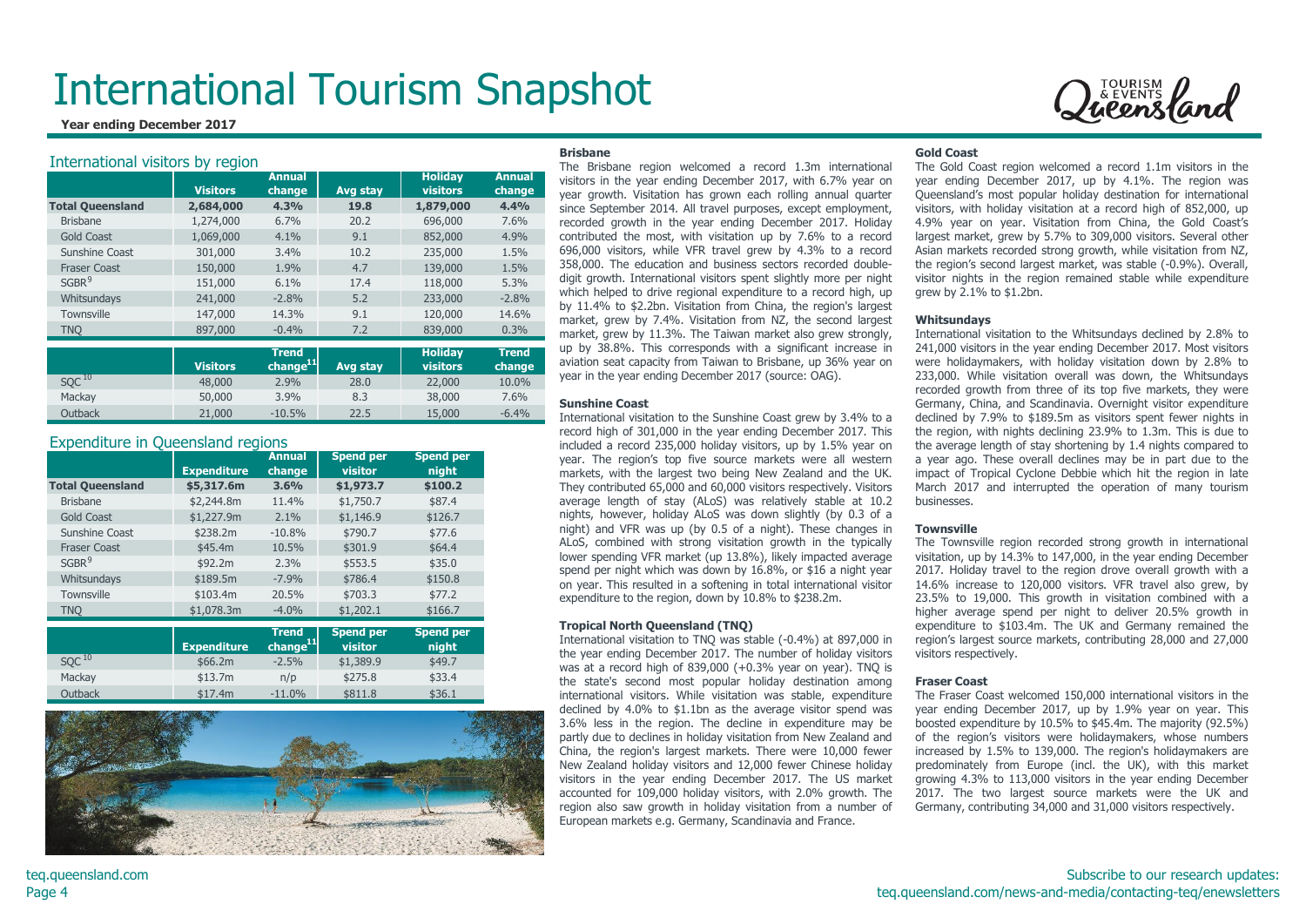# International Tourism Snapshot

**Year ending December 2017**

## International visitors by region

| | Visitors | Annual change | Avg stay | Holiday visitors | Annual change |
|---|---|---|---|---|---|
| **Total Queensland** | **2,684,000** | **4.3%** | **19.8** | **1,879,000** | **4.4%** |
| Brisbane | 1,274,000 | 6.7% | 20.2 | 696,000 | 7.6% |
| Gold Coast | 1,069,000 | 4.1% | 9.1 | 852,000 | 4.9% |
| Sunshine Coast | 301,000 | 3.4% | 10.2 | 235,000 | 1.5% |
| Fraser Coast | 150,000 | 1.9% | 4.7 | 139,000 | 1.5% |
| SGBR[9] | 151,000 | 6.1% | 17.4 | 118,000 | 5.3% |
| Whitsundays | 241,000 | -2.8% | 5.2 | 233,000 | -2.8% |
| Townsville | 147,000 | 14.3% | 9.1 | 120,000 | 14.6% |
| TNQ | 897,000 | -0.4% | 7.2 | 839,000 | 0.3% |

| | Visitors | Trend change[11] | Avg stay | Holiday visitors | Trend change |
|---|---|---|---|---|---|
| SQC[10] | 48,000 | 2.9% | 28.0 | 22,000 | 10.0% |
| Mackay | 50,000 | 3.9% | 8.3 | 38,000 | 7.6% |
| Outback | 21,000 | -10.5% | 22.5 | 15,000 | -6.4% |

## Expenditure in Queensland regions

| | Expenditure | Annual change | Spend per visitor | Spend per night |
|---|---|---|---|---|
| **Total Queensland** | **$5,317.6m** | **3.6%** | **$1,973.7** | **$100.2** |
| Brisbane | $2,244.8m | 11.4% | $1,750.7 | $87.4 |
| Gold Coast | $1,227.9m | 2.1% | $1,146.9 | $126.7 |
| Sunshine Coast | $238.2m | -10.8% | $790.7 | $77.6 |
| Fraser Coast | $45.4m | 10.5% | $301.9 | $64.4 |
| SGBR[9] | $92.2m | 2.3% | $553.5 | $35.0 |
| Whitsundays | $189.5m | -7.9% | $786.4 | $150.8 |
| Townsville | $103.4m | 20.5% | $703.3 | $77.2 |
| TNQ | $1,078.3m | -4.0% | $1,202.1 | $166.7 |

| | Expenditure | Trend change[11] | Spend per visitor | Spend per night |
|---|---|---|---|---|
| SQC[10] | $66.2m | -2.5% | $1,389.9 | $49.7 |
| Mackay | $13.7m | n/p | $275.8 | $33.4 |
| Outback | $17.4m | -11.0% | $811.8 | $36.1 |

### Brisbane

The Brisbane region welcomed a record 1.3m international visitors in the year ending December 2017, with 6.7% year on year growth. Visitation has grown each rolling annual quarter since September 2014. All travel purposes, except employment, recorded growth in the year ending December 2017. Holiday contributed the most, with visitation up by 7.6% to a record 696,000 visitors, while VFR travel grew by 4.3% to a record 358,000. The education and business sectors recorded double-digit growth. International visitors spent slightly more per night which helped to drive regional expenditure to a record high, up by 11.4% to $2.2bn. Visitation from China, the region's largest market, grew by 7.4%. Visitation from NZ, the second largest market, grew by 11.3%. The Taiwan market also grew strongly, up by 38.8%. This corresponds with a significant increase in aviation seat capacity from Taiwan to Brisbane, up 36% year on year in the year ending December 2017 (source: OAG).

### Sunshine Coast

International visitation to the Sunshine Coast grew by 3.4% to a record high of 301,000 in the year ending December 2017. This included a record 235,000 holiday visitors, up by 1.5% year on year. The region's top five source markets were all western markets, with the largest two being New Zealand and the UK. They contributed 65,000 and 60,000 visitors respectively. Visitors average length of stay (ALoS) was relatively stable at 10.2 nights, however, holiday ALoS was down slightly (by 0.3 of a night) and VFR was up (by 0.5 of a night). These changes in ALoS, combined with strong visitation growth in the typically lower spending VFR market (up 13.8%), likely impacted average spend per night which was down by 16.8%, or $16 a night year on year. This resulted in a softening in total international visitor expenditure to the region, down by 10.8% to $238.2m.

### Tropical North Queensland (TNQ)

International visitation to TNQ was stable (-0.4%) at 897,000 in the year ending December 2017. The number of holiday visitors was at a record high of 839,000 (+0.3% year on year). TNQ is the state's second most popular holiday destination among international visitors. While visitation was stable, expenditure declined by 4.0% to $1.1bn as the average visitor spend was 3.6% less in the region. The decline in expenditure may be partly due to declines in holiday visitation from New Zealand and China, the region's largest markets. There were 10,000 fewer New Zealand holiday visitors and 12,000 fewer Chinese holiday visitors in the year ending December 2017. The US market accounted for 109,000 holiday visitors, with 2.0% growth. The region also saw growth in holiday visitation from a number of European markets e.g. Germany, Scandinavia and France.

### Gold Coast

The Gold Coast region welcomed a record 1.1m visitors in the year ending December 2017, up by 4.1%. The region was Queensland's most popular holiday destination for international visitors, with holiday visitation at a record high of 852,000, up 4.9% year on year. Visitation from China, the Gold Coast's largest market, grew by 5.7% to 309,000 visitors. Several other Asian markets recorded strong growth, while visitation from NZ, the region's second largest market, was stable (-0.9%). Overall, visitor nights in the region remained stable while expenditure grew by 2.1% to $1.2bn.

### Whitsundays

International visitation to the Whitsundays declined by 2.8% to 241,000 visitors in the year ending December 2017. Most visitors were holidaymakers, with holiday visitation down by 2.8% to 233,000. While visitation overall was down, the Whitsundays recorded growth from three of its top five markets, they were Germany, China, and Scandinavia. Overnight visitor expenditure declined by 7.9% to $189.5m as visitors spent fewer nights in the region, with nights declining 23.9% to 1.3m. This is due to the average length of stay shortening by 1.4 nights compared to a year ago. These overall declines may be in part due to the impact of Tropical Cyclone Debbie which hit the region in late March 2017 and interrupted the operation of many tourism businesses.

### Townsville

The Townsville region recorded strong growth in international visitation, up by 14.3% to 147,000, in the year ending December 2017. Holiday travel to the region drove overall growth with a 14.6% increase to 120,000 visitors. VFR travel also grew, by 23.5% to 19,000. This growth in visitation combined with a higher average spend per night to deliver 20.5% growth in expenditure to $103.4m. The UK and Germany remained the region's largest source markets, contributing 28,000 and 27,000 visitors respectively.

### Fraser Coast

The Fraser Coast welcomed 150,000 international visitors in the year ending December 2017, up by 1.9% year on year. This boosted expenditure by 10.5% to $45.4m. The majority (92.5%) of the region's visitors were holidaymakers, whose numbers increased by 1.5% to 139,000. The region's holidaymakers are predominately from Europe (incl. the UK), with this market growing 4.3% to 113,000 visitors in the year ending December 2017. The two largest source markets were the UK and Germany, contributing 34,000 and 31,000 visitors respectively.

teq.queensland.com

Subscribe to our research updates: teq.queensland.com/news-and-media/contacting-teq/enewsletters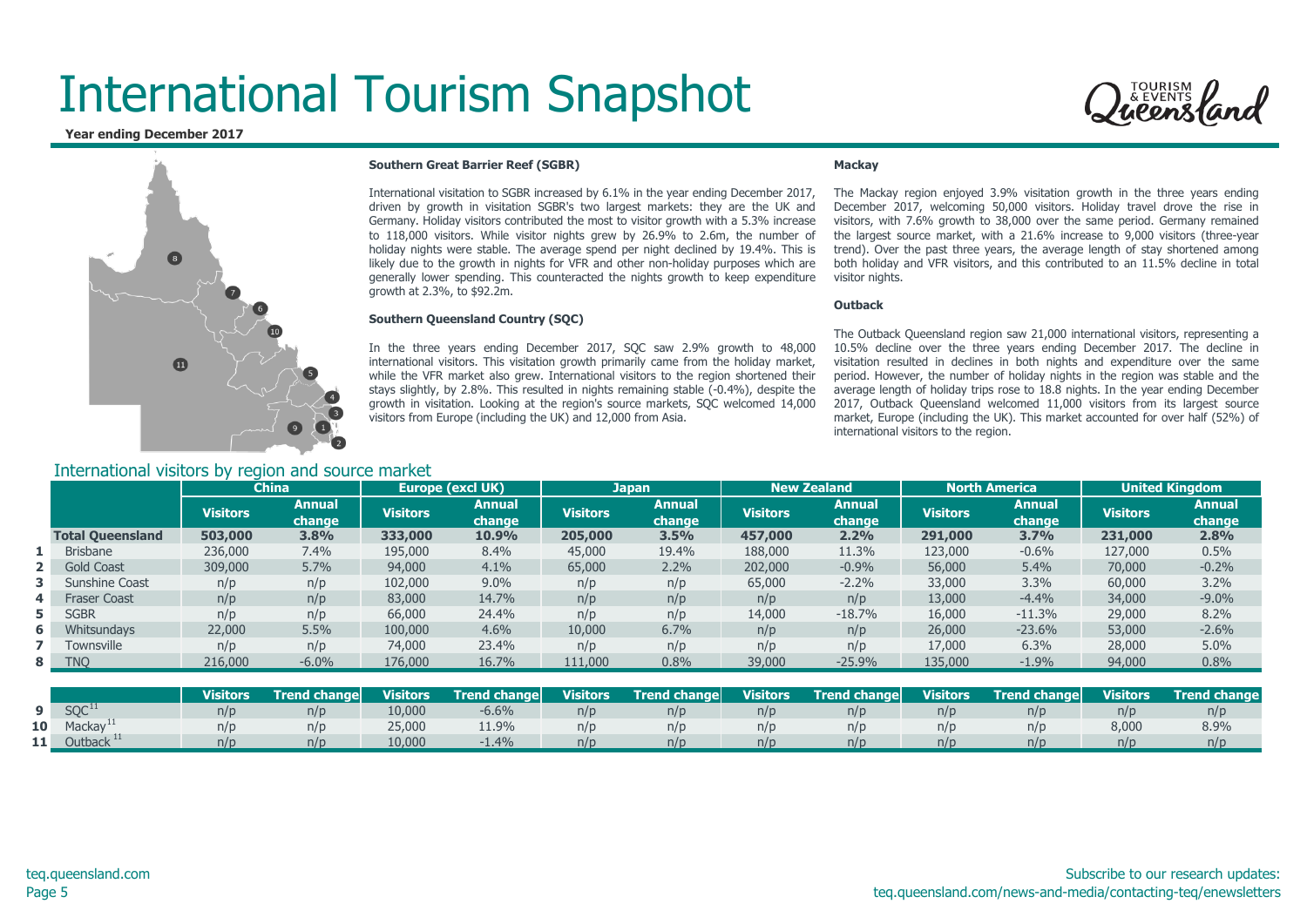# International Tourism Snapshot

**Year ending December 2017**

### Southern Great Barrier Reef (SGBR)

International visitation to SGBR increased by 6.1% in the year ending December 2017, driven by growth in visitation SGBR's two largest markets: they are the UK and Germany. Holiday visitors contributed the most to visitor growth with a 5.3% increase to 118,000 visitors. While visitor nights grew by 26.9% to 2.6m, the number of holiday nights were stable. The average spend per night declined by 19.4%. This is likely due to the growth in nights for VFR and other non-holiday purposes which are generally lower spending. This counteracted the nights growth to keep expenditure growth at 2.3%, to $92.2m.

### Southern Queensland Country (SQC)

In the three years ending December 2017, SQC saw 2.9% growth to 48,000 international visitors. This visitation growth primarily came from the holiday market, while the VFR market also grew. International visitors to the region shortened their stays slightly, by 2.8%. This resulted in nights remaining stable (-0.4%), despite the growth in visitation. Looking at the region's source markets, SQC welcomed 14,000 visitors from Europe (including the UK) and 12,000 from Asia.

### Mackay

The Mackay region enjoyed 3.9% visitation growth in the three years ending December 2017, welcoming 50,000 visitors. Holiday travel drove the rise in visitors, with 7.6% growth to 38,000 over the same period. Germany remained the largest source market, with a 21.6% increase to 9,000 visitors (three-year trend). Over the past three years, the average length of stay shortened among both holiday and VFR visitors, and this contributed to an 11.5% decline in total visitor nights.

### Outback

The Outback Queensland region saw 21,000 international visitors, representing a 10.5% decline over the three years ending December 2017. The decline in visitation resulted in declines in both nights and expenditure over the same period. However, the number of holiday nights in the region was stable and the average length of holiday trips rose to 18.8 nights. In the year ending December 2017, Outback Queensland welcomed 11,000 visitors from its largest source market, Europe (including the UK). This market accounted for over half (52%) of international visitors to the region.

## International visitors by region and source market

| | | China | | Europe (excl UK) | | Japan | | New Zealand | | North America | | United Kingdom | |
|---|---|---|---|---|---|---|---|---|---|---|---|---|---|
| | | Visitors | Annual change | Visitors | Annual change | Visitors | Annual change | Visitors | Annual change | Visitors | Annual change | Visitors | Annual change |
| | **Total Queensland** | **503,000** | **3.8%** | **333,000** | **10.9%** | **205,000** | **3.5%** | **457,000** | **2.2%** | **291,000** | **3.7%** | **231,000** | **2.8%** |
| 1 | Brisbane | 236,000 | 7.4% | 195,000 | 8.4% | 45,000 | 19.4% | 188,000 | 11.3% | 123,000 | -0.6% | 127,000 | 0.5% |
| 2 | Gold Coast | 309,000 | 5.7% | 94,000 | 4.1% | 65,000 | 2.2% | 202,000 | -0.9% | 56,000 | 5.4% | 70,000 | -0.2% |
| 3 | Sunshine Coast | n/p | n/p | 102,000 | 9.0% | n/p | n/p | 65,000 | -2.2% | 33,000 | 3.3% | 60,000 | 3.2% |
| 4 | Fraser Coast | n/p | n/p | 83,000 | 14.7% | n/p | n/p | n/p | n/p | 13,000 | -4.4% | 34,000 | -9.0% |
| 5 | SGBR | n/p | n/p | 66,000 | 24.4% | n/p | n/p | 14,000 | -18.7% | 16,000 | -11.3% | 29,000 | 8.2% |
| 6 | Whitsundays | 22,000 | 5.5% | 100,000 | 4.6% | 10,000 | 6.7% | n/p | n/p | 26,000 | -23.6% | 53,000 | -2.6% |
| 7 | Townsville | n/p | n/p | 74,000 | 23.4% | n/p | n/p | n/p | n/p | 17,000 | 6.3% | 28,000 | 5.0% |
| 8 | TNQ | 216,000 | -6.0% | 176,000 | 16.7% | 111,000 | 0.8% | 39,000 | -25.9% | 135,000 | -1.9% | 94,000 | 0.8% |
| | | Visitors | Trend change | Visitors | Trend change | Visitors | Trend change | Visitors | Trend change | Visitors | Trend change | Visitors | Trend change |
| 9 | SQC[11] | n/p | n/p | 10,000 | -6.6% | n/p | n/p | n/p | n/p | n/p | n/p | n/p | n/p |
| 10 | Mackay[11] | n/p | n/p | 25,000 | 11.9% | n/p | n/p | n/p | n/p | n/p | n/p | 8,000 | 8.9% |
| 11 | Outback[11] | n/p | n/p | 10,000 | -1.4% | n/p | n/p | n/p | n/p | n/p | n/p | n/p | n/p |

teq.queensland.com

Subscribe to our research updates:
teq.queensland.com/news-and-media/contacting-teq/enewsletters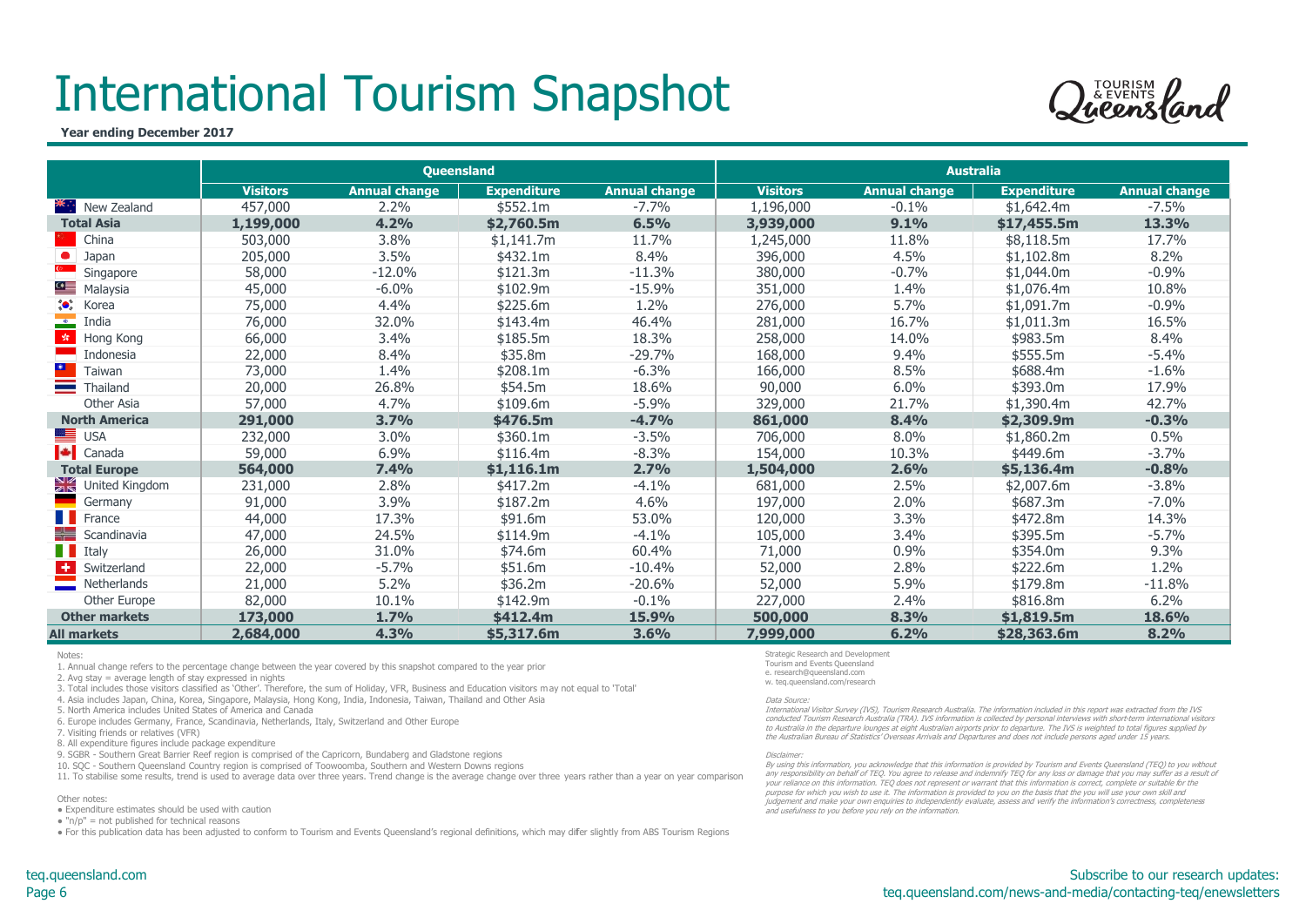# International Tourism Snapshot

**Year ending December 2017**

| | Queensland | | | | Australia | | | |
|---|---|---|---|---|---|---|---|---|
| | Visitors | Annual change | Expenditure | Annual change | Visitors | Annual change | Expenditure | Annual change |
| New Zealand | 457,000 | 2.2% | $552.1m | -7.7% | 1,196,000 | -0.1% | $1,642.4m | -7.5% |
| **Total Asia** | **1,199,000** | **4.2%** | **$2,760.5m** | **6.5%** | **3,939,000** | **9.1%** | **$17,455.5m** | **13.3%** |
| China | 503,000 | 3.8% | $1,141.7m | 11.7% | 1,245,000 | 11.8% | $8,118.5m | 17.7% |
| Japan | 205,000 | 3.5% | $432.1m | 8.4% | 396,000 | 4.5% | $1,102.8m | 8.2% |
| Singapore | 58,000 | -12.0% | $121.3m | -11.3% | 380,000 | -0.7% | $1,044.0m | -0.9% |
| Malaysia | 45,000 | -6.0% | $102.9m | -15.9% | 351,000 | 1.4% | $1,076.4m | 10.8% |
| Korea | 75,000 | 4.4% | $225.6m | 1.2% | 276,000 | 5.7% | $1,091.7m | -0.9% |
| India | 76,000 | 32.0% | $143.4m | 46.4% | 281,000 | 16.7% | $1,011.3m | 16.5% |
| Hong Kong | 66,000 | 3.4% | $185.5m | 18.3% | 258,000 | 14.0% | $983.5m | 8.4% |
| Indonesia | 22,000 | 8.4% | $35.8m | -29.7% | 168,000 | 9.4% | $555.5m | -5.4% |
| Taiwan | 73,000 | 1.4% | $208.1m | -6.3% | 166,000 | 8.5% | $688.4m | -1.6% |
| Thailand | 20,000 | 26.8% | $54.5m | 18.6% | 90,000 | 6.0% | $393.0m | 17.9% |
| Other Asia | 57,000 | 4.7% | $109.6m | -5.9% | 329,000 | 21.7% | $1,390.4m | 42.7% |
| **North America** | **291,000** | **3.7%** | **$476.5m** | **-4.7%** | **861,000** | **8.4%** | **$2,309.9m** | **-0.3%** |
| USA | 232,000 | 3.0% | $360.1m | -3.5% | 706,000 | 8.0% | $1,860.2m | 0.5% |
| Canada | 59,000 | 6.9% | $116.4m | -8.3% | 154,000 | 10.3% | $449.6m | -3.7% |
| **Total Europe** | **564,000** | **7.4%** | **$1,116.1m** | **2.7%** | **1,504,000** | **2.6%** | **$5,136.4m** | **-0.8%** |
| United Kingdom | 231,000 | 2.8% | $417.2m | -4.1% | 681,000 | 2.5% | $2,007.6m | -3.8% |
| Germany | 91,000 | 3.9% | $187.2m | 4.6% | 197,000 | 2.0% | $687.3m | -7.0% |
| France | 44,000 | 17.3% | $91.6m | 53.0% | 120,000 | 3.3% | $472.8m | 14.3% |
| Scandinavia | 47,000 | 24.5% | $114.9m | -4.1% | 105,000 | 3.4% | $395.5m | -5.7% |
| Italy | 26,000 | 31.0% | $74.6m | 60.4% | 71,000 | 0.9% | $354.0m | 9.3% |
| Switzerland | 22,000 | -5.7% | $51.6m | -10.4% | 52,000 | 2.8% | $222.6m | 1.2% |
| Netherlands | 21,000 | 5.2% | $36.2m | -20.6% | 52,000 | 5.9% | $179.8m | -11.8% |
| Other Europe | 82,000 | 10.1% | $142.9m | -0.1% | 227,000 | 2.4% | $816.8m | 6.2% |
| **Other markets** | **173,000** | **1.7%** | **$412.4m** | **15.9%** | **500,000** | **8.3%** | **$1,819.5m** | **18.6%** |
| **All markets** | **2,684,000** | **4.3%** | **$5,317.6m** | **3.6%** | **7,999,000** | **6.2%** | **$28,363.6m** | **8.2%** |

Notes:

1. Annual change refers to the percentage change between the year covered by this snapshot compared to the year prior
2. Avg stay = average length of stay expressed in nights
3. Total includes those visitors classified as 'Other'. Therefore, the sum of Holiday, VFR, Business and Education visitors may not equal to 'Total'
4. Asia includes Japan, China, Korea, Singapore, Malaysia, Hong Kong, India, Indonesia, Taiwan, Thailand and Other Asia
5. North America includes United States of America and Canada
6. Europe includes Germany, France, Scandinavia, Netherlands, Italy, Switzerland and Other Europe
7. Visiting friends or relatives (VFR)
8. All expenditure figures include package expenditure
9. SGBR - Southern Great Barrier Reef region is comprised of the Capricorn, Bundaberg and Gladstone regions
10. SQC - Southern Queensland Country region is comprised of Toowoomba, Southern and Western Downs regions
11. To stabilise some results, trend is used to average data over three years. Trend change is the average change over three years rather than a year on year comparison

Other notes:

- Expenditure estimates should be used with caution
- "n/p" = not published for technical reasons
- For this publication data has been adjusted to conform to Tourism and Events Queensland's regional definitions, which may differ slightly from ABS Tourism Regions

Strategic Research and Development
Tourism and Events Queensland
e. research@queensland.com
w. teq.queensland.com/research

*Data Source:*
*International Visitor Survey (IVS), Tourism Research Australia. The information included in this report was extracted from the IVS conducted Tourism Research Australia (TRA). IVS information is collected by personal interviews with short-term international visitors to Australia in the departure lounges at eight Australian airports prior to departure. The IVS is weighted to total figures supplied by the Australian Bureau of Statistics' Overseas Arrivals and Departures and does not include persons aged under 15 years.*

*Disclaimer:*
*By using this information, you acknowledge that this information is provided by Tourism and Events Queensland (TEQ) to you without any responsibility on behalf of TEQ. You agree to release and indemnify TEQ for any loss or damage that you may suffer as a result of your reliance on this information. TEQ does not represent or warrant that this information is correct, complete or suitable for the purpose for which you wish to use it. The information is provided to you on the basis that the you will use your own skill and judgement and make your own enquiries to independently evaluate, assess and verify the information's correctness, completeness and usefulness to you before you rely on the information.*

teq.queensland.com

Subscribe to our research updates:
teq.queensland.com/news-and-media/contacting-teq/enewsletters